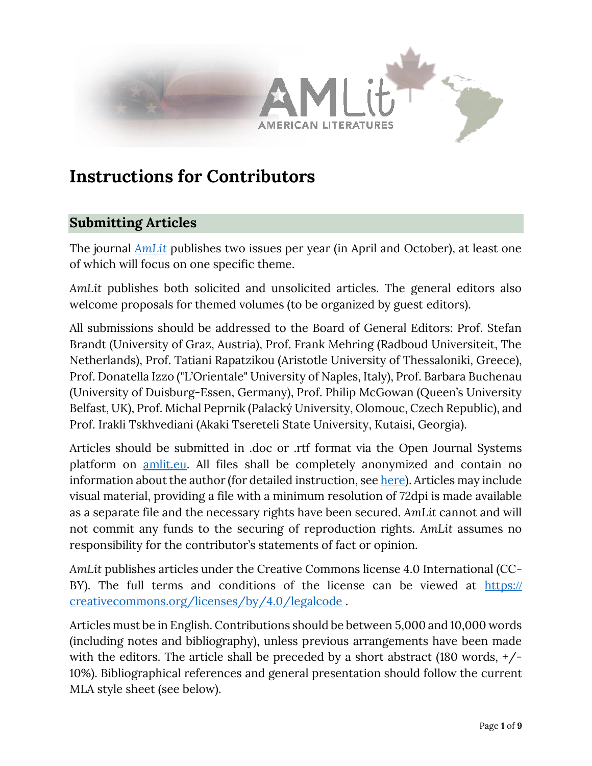# Instructions for Contributors

## Submitting Articles

The journal *AmLit* publishes two issues per year (in April and October), at least one of which will focus on one specific theme.

*AmLit* publishes both solicited and unsolicited articles. The general editors also welcome proposals for themed volumes (to be organized by guest editors).

All submissions should be addressed to the Board of General Editors: Prof. Stefan Brandt (University of Graz, Austria), Prof. Frank Mehring (Radboud Universiteit, The Netherlands), Prof. Tatiani Rapatzikou (Aristotle University of Thessaloniki, Greece), Prof. Donatella Izzo ("L'Orientale" University of Naples, Italy), Prof. Barbara Buchenau (University of Duisburg-Essen, Germany), Prof. Philip McGowan (Queen's University Belfast, UK), Prof. Michal Peprnik (Palacký University, Olomouc, Czech Republic), and Prof. Irakli Tskhvediani (Akaki Tsereteli State University, Kutaisi, Georgia).

Articles should be submitted in .doc or .rtf format via the Open Journal Systems platform on amlit.eu. All files shall be completely anonymized and contain no information about the author (for detailed instruction, see here). Articles may include visual material, providing a file with a minimum resolution of 72dpi is made available as a separate file and the necessary rights have been secured. *AmLit* cannot and will not commit any funds to the securing of reproduction rights. *AmLit* assumes no responsibility for the contributor's statements of fact or opinion.

*AmLit* publishes articles under the Creative Commons license 4.0 International (CC-BY). The full terms and conditions of the license can be viewed at https://creativecommons.org/licenses/by/4.0/legalcode .

Articles must be in English. Contributions should be between 5,000 and 10,000 words (including notes and bibliography), unless previous arrangements have been made with the editors. The article shall be preceded by a short abstract (180 words, +/- 10%). Bibliographical references and general presentation should follow the current MLA style sheet (see below).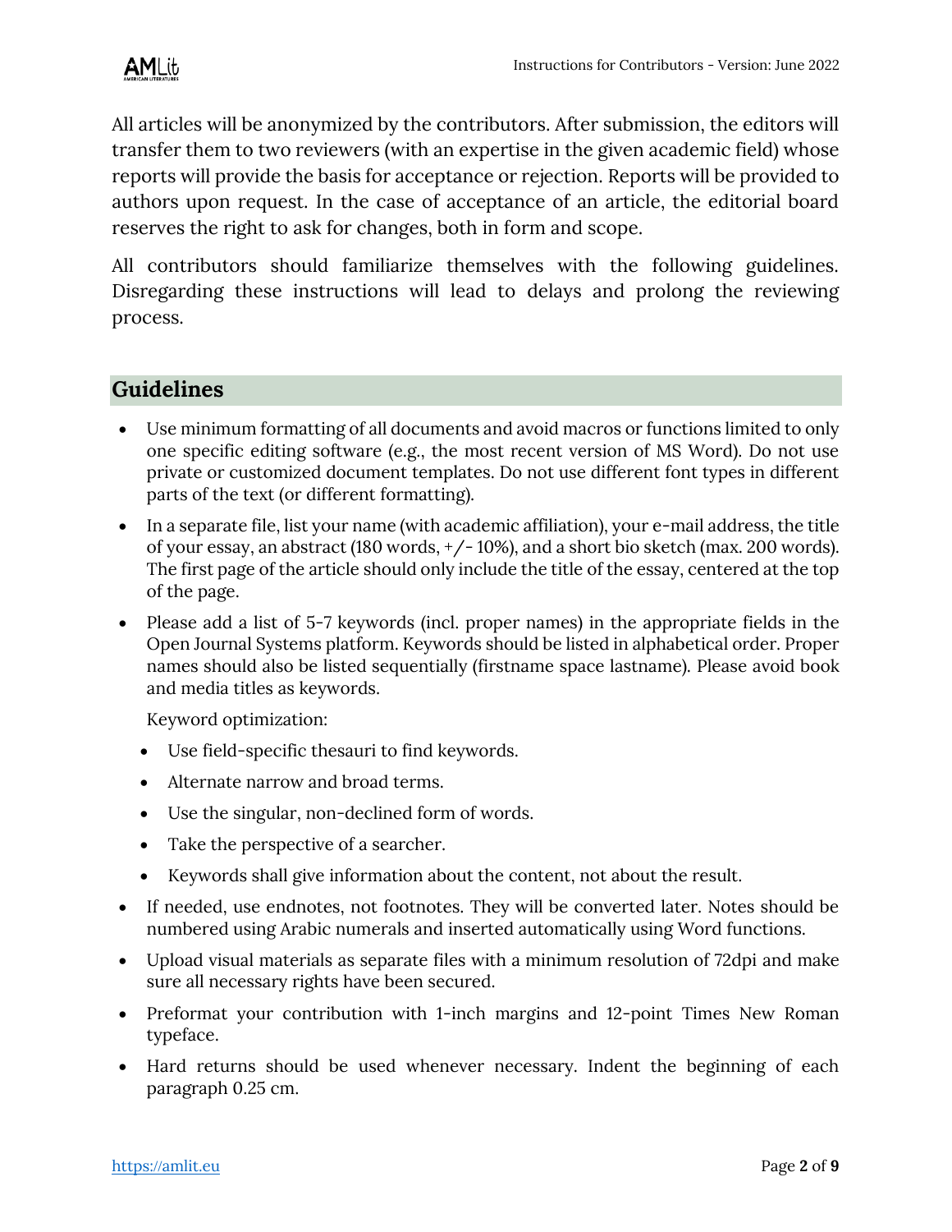All articles will be anonymized by the contributors. After submission, the editors will transfer them to two reviewers (with an expertise in the given academic field) whose reports will provide the basis for acceptance or rejection. Reports will be provided to authors upon request. In the case of acceptance of an article, the editorial board reserves the right to ask for changes, both in form and scope.

All contributors should familiarize themselves with the following guidelines. Disregarding these instructions will lead to delays and prolong the reviewing process.

## Guidelines

- Use minimum formatting of all documents and avoid macros or functions limited to only one specific editing software (e.g., the most recent version of MS Word). Do not use private or customized document templates. Do not use different font types in different parts of the text (or different formatting).
- In a separate file, list your name (with academic affiliation), your e-mail address, the title of your essay, an abstract (180 words, +/- 10%), and a short bio sketch (max. 200 words). The first page of the article should only include the title of the essay, centered at the top of the page.
- Please add a list of 5-7 keywords (incl. proper names) in the appropriate fields in the Open Journal Systems platform. Keywords should be listed in alphabetical order. Proper names should also be listed sequentially (firstname space lastname). Please avoid book and media titles as keywords.

  Keyword optimization:

  - Use field-specific thesauri to find keywords.
  - Alternate narrow and broad terms.
  - Use the singular, non-declined form of words.
  - Take the perspective of a searcher.
  - Keywords shall give information about the content, not about the result.
- If needed, use endnotes, not footnotes. They will be converted later. Notes should be numbered using Arabic numerals and inserted automatically using Word functions.
- Upload visual materials as separate files with a minimum resolution of 72dpi and make sure all necessary rights have been secured.
- Preformat your contribution with 1-inch margins and 12-point Times New Roman typeface.
- Hard returns should be used whenever necessary. Indent the beginning of each paragraph 0.25 cm.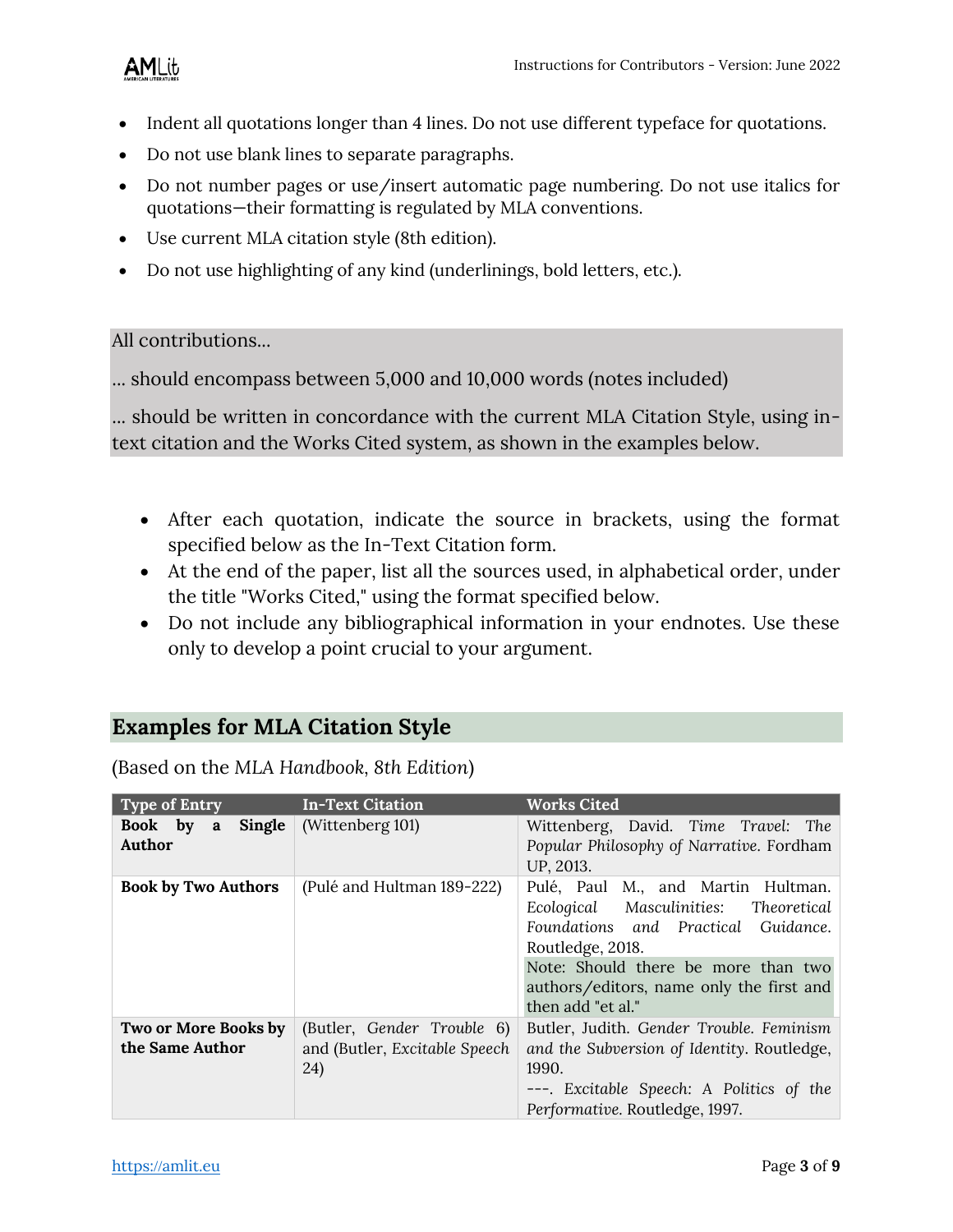- Indent all quotations longer than 4 lines. Do not use different typeface for quotations.
- Do not use blank lines to separate paragraphs.
- Do not number pages or use/insert automatic page numbering. Do not use italics for quotations—their formatting is regulated by MLA conventions.
- Use current MLA citation style (8th edition).
- Do not use highlighting of any kind (underlinings, bold letters, etc.).

All contributions...

... should encompass between 5,000 and 10,000 words (notes included)

... should be written in concordance with the current MLA Citation Style, using in-text citation and the Works Cited system, as shown in the examples below.

- After each quotation, indicate the source in brackets, using the format specified below as the In-Text Citation form.
- At the end of the paper, list all the sources used, in alphabetical order, under the title "Works Cited," using the format specified below.
- Do not include any bibliographical information in your endnotes. Use these only to develop a point crucial to your argument.

## Examples for MLA Citation Style

(Based on the *MLA Handbook, 8th Edition*)

| Type of Entry | In-Text Citation | Works Cited |
|---|---|---|
| **Book by a Single Author** | (Wittenberg 101) | Wittenberg, David. *Time Travel: The Popular Philosophy of Narrative*. Fordham UP, 2013. |
| **Book by Two Authors** | (Pulé and Hultman 189-222) | Pulé, Paul M., and Martin Hultman. *Ecological Masculinities: Theoretical Foundations and Practical Guidance*. Routledge, 2018. Note: Should there be more than two authors/editors, name only the first and then add "et al." |
| **Two or More Books by the Same Author** | (Butler, *Gender Trouble* 6) and (Butler, *Excitable Speech* 24) | Butler, Judith. *Gender Trouble. Feminism and the Subversion of Identity*. Routledge, 1990. ---. *Excitable Speech: A Politics of the Performative*. Routledge, 1997. |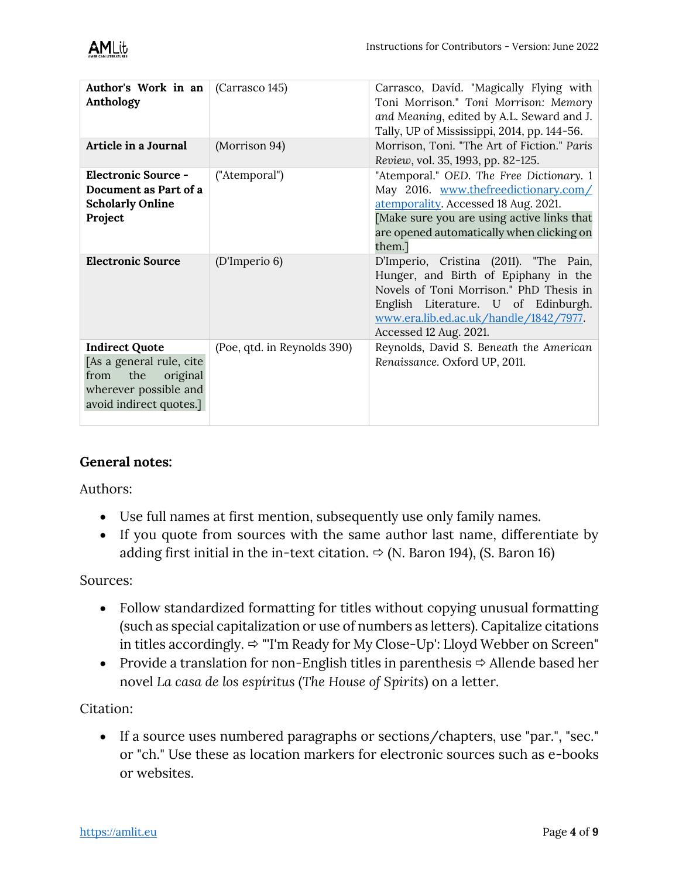| **Author's Work in an Anthology** | (Carrasco 145) | Carrasco, Davíd. "Magically Flying with Toni Morrison." *Toni Morrison: Memory and Meaning*, edited by A.L. Seward and J. Tally, UP of Mississippi, 2014, pp. 144-56. |
|---|---|---|
| **Article in a Journal** | (Morrison 94) | Morrison, Toni. "The Art of Fiction." *Paris Review*, vol. 35, 1993, pp. 82-125. |
| **Electronic Source - Document as Part of a Scholarly Online Project** | ("Atemporal") | "Atemporal." *OED. The Free Dictionary*. 1 May 2016. www.thefreedictionary.com/atemporality. Accessed 18 Aug. 2021. [Make sure you are using active links that are opened automatically when clicking on them.] |
| **Electronic Source** | (D'Imperio 6) | D'Imperio, Cristina (2011). "The Pain, Hunger, and Birth of Epiphany in the Novels of Toni Morrison." PhD Thesis in English Literature. U of Edinburgh. www.era.lib.ed.ac.uk/handle/1842/7977. Accessed 12 Aug. 2021. |
| **Indirect Quote** [As a general rule, cite from the original wherever possible and avoid indirect quotes.] | (Poe, qtd. in Reynolds 390) | Reynolds, David S. *Beneath the American Renaissance.* Oxford UP, 2011. |

**General notes:**

Authors:

- Use full names at first mention, subsequently use only family names.
- If you quote from sources with the same author last name, differentiate by adding first initial in the in-text citation. ⇨ (N. Baron 194), (S. Baron 16)

Sources:

- Follow standardized formatting for titles without copying unusual formatting (such as special capitalization or use of numbers as letters). Capitalize citations in titles accordingly. ⇨ "'I'm Ready for My Close-Up': Lloyd Webber on Screen"
- Provide a translation for non-English titles in parenthesis ⇨ Allende based her novel *La casa de los espíritus* (*The House of Spirits*) on a letter.

Citation:

- If a source uses numbered paragraphs or sections/chapters, use "par.", "sec." or "ch." Use these as location markers for electronic sources such as e-books or websites.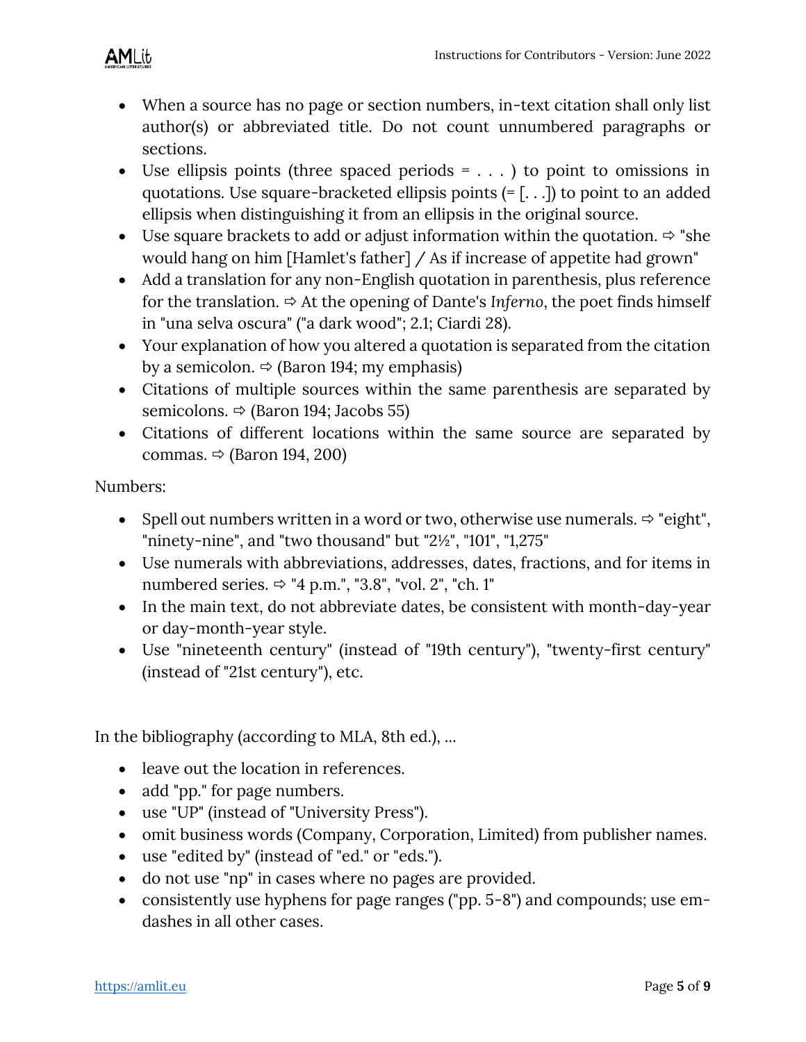- When a source has no page or section numbers, in-text citation shall only list author(s) or abbreviated title. Do not count unnumbered paragraphs or sections.
- Use ellipsis points (three spaced periods = . . . ) to point to omissions in quotations. Use square-bracketed ellipsis points (= [. . .]) to point to an added ellipsis when distinguishing it from an ellipsis in the original source.
- Use square brackets to add or adjust information within the quotation. ⇨ "she would hang on him [Hamlet's father] / As if increase of appetite had grown"
- Add a translation for any non-English quotation in parenthesis, plus reference for the translation. ⇨ At the opening of Dante's *Inferno*, the poet finds himself in "una selva oscura" ("a dark wood"; 2.1; Ciardi 28).
- Your explanation of how you altered a quotation is separated from the citation by a semicolon. ⇨ (Baron 194; my emphasis)
- Citations of multiple sources within the same parenthesis are separated by semicolons. ⇨ (Baron 194; Jacobs 55)
- Citations of different locations within the same source are separated by commas. ⇨ (Baron 194, 200)

Numbers:

- Spell out numbers written in a word or two, otherwise use numerals. ⇨ "eight", "ninety-nine", and "two thousand" but "2½", "101", "1,275"
- Use numerals with abbreviations, addresses, dates, fractions, and for items in numbered series. ⇨ "4 p.m.", "3.8", "vol. 2", "ch. 1"
- In the main text, do not abbreviate dates, be consistent with month-day-year or day-month-year style.
- Use "nineteenth century" (instead of "19th century"), "twenty-first century" (instead of "21st century"), etc.

In the bibliography (according to MLA, 8th ed.), ...

- leave out the location in references.
- add "pp." for page numbers.
- use "UP" (instead of "University Press").
- omit business words (Company, Corporation, Limited) from publisher names.
- use "edited by" (instead of "ed." or "eds.").
- do not use "np" in cases where no pages are provided.
- consistently use hyphens for page ranges ("pp. 5-8") and compounds; use em-dashes in all other cases.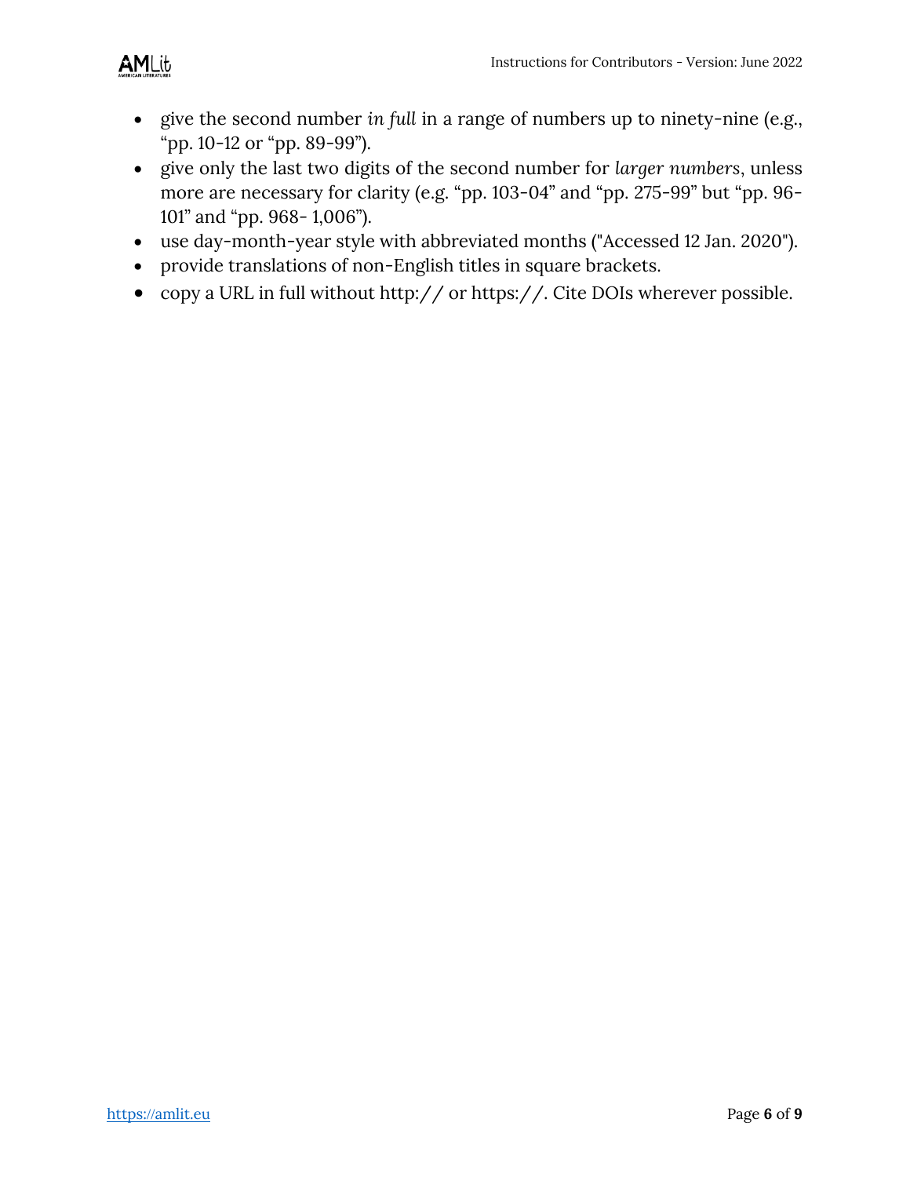- give the second number *in full* in a range of numbers up to ninety-nine (e.g., "pp. 10-12 or "pp. 89-99").
- give only the last two digits of the second number for *larger numbers*, unless more are necessary for clarity (e.g. "pp. 103-04" and "pp. 275-99" but "pp. 96-101" and "pp. 968- 1,006").
- use day-month-year style with abbreviated months ("Accessed 12 Jan. 2020").
- provide translations of non-English titles in square brackets.
- copy a URL in full without http:// or https://. Cite DOIs wherever possible.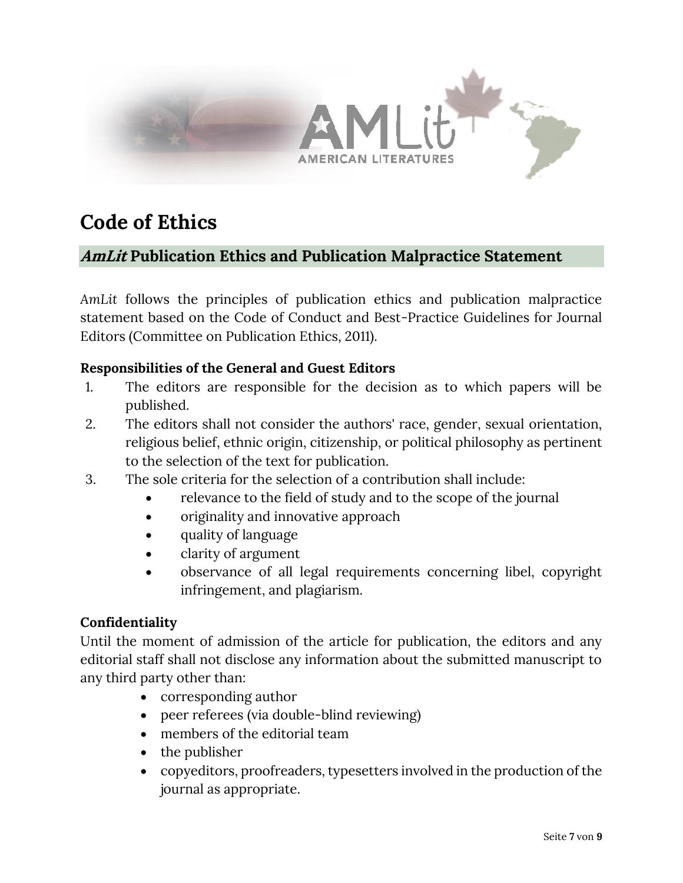# Code of Ethics

## *AmLit* Publication Ethics and Publication Malpractice Statement

*AmLit* follows the principles of publication ethics and publication malpractice statement based on the Code of Conduct and Best-Practice Guidelines for Journal Editors (Committee on Publication Ethics, 2011).

**Responsibilities of the General and Guest Editors**

1. The editors are responsible for the decision as to which papers will be published.
2. The editors shall not consider the authors' race, gender, sexual orientation, religious belief, ethnic origin, citizenship, or political philosophy as pertinent to the selection of the text for publication.
3. The sole criteria for the selection of a contribution shall include:
   - relevance to the field of study and to the scope of the journal
   - originality and innovative approach
   - quality of language
   - clarity of argument
   - observance of all legal requirements concerning libel, copyright infringement, and plagiarism.

**Confidentiality**

Until the moment of admission of the article for publication, the editors and any editorial staff shall not disclose any information about the submitted manuscript to any third party other than:

- corresponding author
- peer referees (via double-blind reviewing)
- members of the editorial team
- the publisher
- copyeditors, proofreaders, typesetters involved in the production of the journal as appropriate.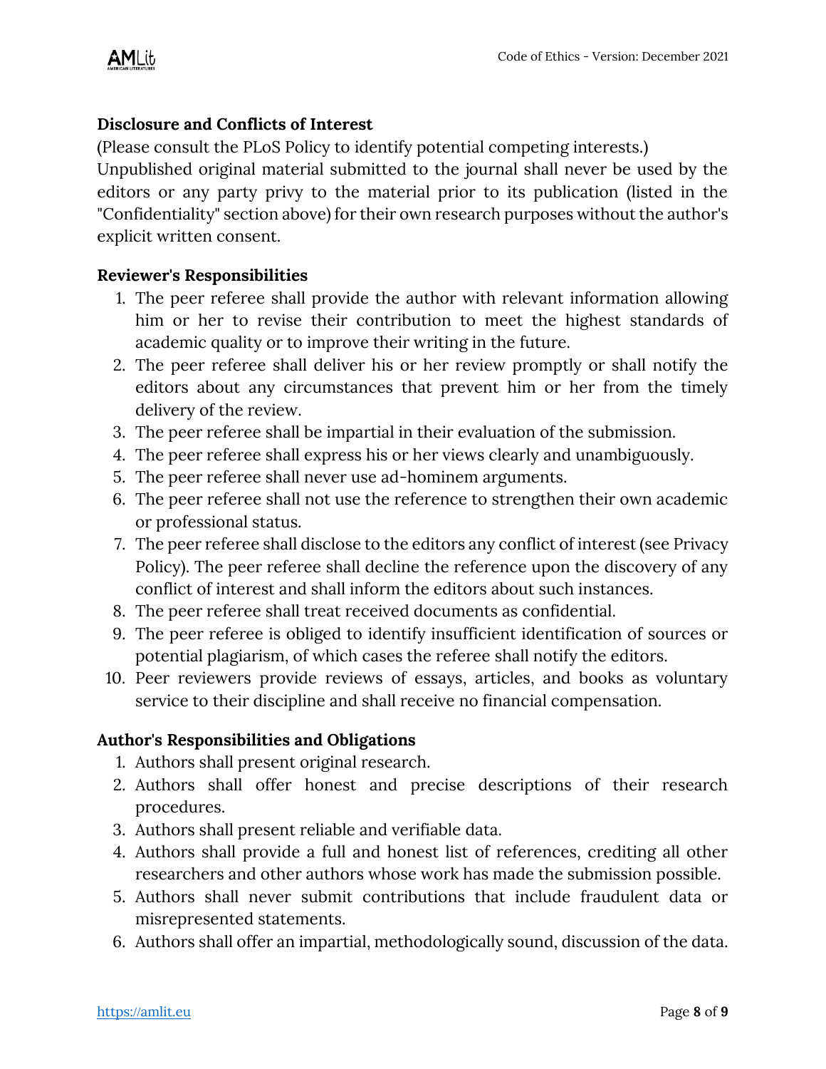**Disclosure and Conflicts of Interest**

(Please consult the PLoS Policy to identify potential competing interests.)
Unpublished original material submitted to the journal shall never be used by the editors or any party privy to the material prior to its publication (listed in the "Confidentiality" section above) for their own research purposes without the author's explicit written consent.

**Reviewer's Responsibilities**

1. The peer referee shall provide the author with relevant information allowing him or her to revise their contribution to meet the highest standards of academic quality or to improve their writing in the future.
2. The peer referee shall deliver his or her review promptly or shall notify the editors about any circumstances that prevent him or her from the timely delivery of the review.
3. The peer referee shall be impartial in their evaluation of the submission.
4. The peer referee shall express his or her views clearly and unambiguously.
5. The peer referee shall never use ad-hominem arguments.
6. The peer referee shall not use the reference to strengthen their own academic or professional status.
7. The peer referee shall disclose to the editors any conflict of interest (see Privacy Policy). The peer referee shall decline the reference upon the discovery of any conflict of interest and shall inform the editors about such instances.
8. The peer referee shall treat received documents as confidential.
9. The peer referee is obliged to identify insufficient identification of sources or potential plagiarism, of which cases the referee shall notify the editors.
10. Peer reviewers provide reviews of essays, articles, and books as voluntary service to their discipline and shall receive no financial compensation.

**Author's Responsibilities and Obligations**

1. Authors shall present original research.
2. Authors shall offer honest and precise descriptions of their research procedures.
3. Authors shall present reliable and verifiable data.
4. Authors shall provide a full and honest list of references, crediting all other researchers and other authors whose work has made the submission possible.
5. Authors shall never submit contributions that include fraudulent data or misrepresented statements.
6. Authors shall offer an impartial, methodologically sound, discussion of the data.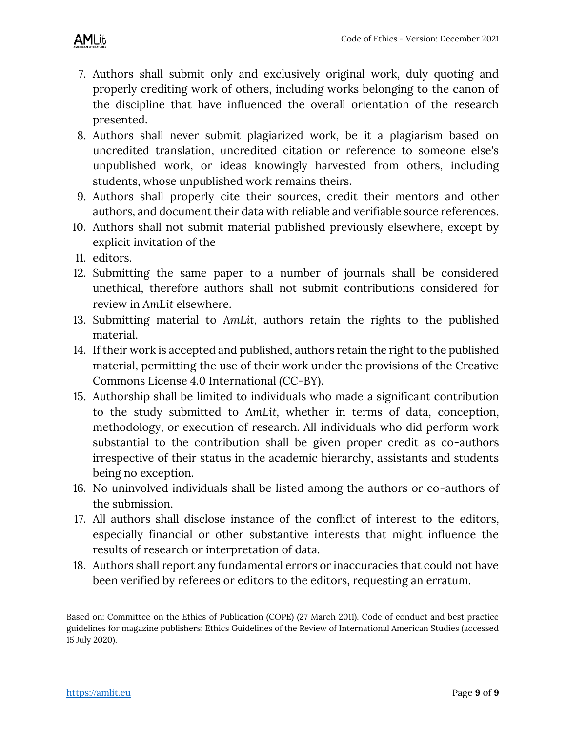7. Authors shall submit only and exclusively original work, duly quoting and properly crediting work of others, including works belonging to the canon of the discipline that have influenced the overall orientation of the research presented.
8. Authors shall never submit plagiarized work, be it a plagiarism based on uncredited translation, uncredited citation or reference to someone else's unpublished work, or ideas knowingly harvested from others, including students, whose unpublished work remains theirs.
9. Authors shall properly cite their sources, credit their mentors and other authors, and document their data with reliable and verifiable source references.
10. Authors shall not submit material published previously elsewhere, except by explicit invitation of the
11. editors.
12. Submitting the same paper to a number of journals shall be considered unethical, therefore authors shall not submit contributions considered for review in *AmLit* elsewhere.
13. Submitting material to *AmLit*, authors retain the rights to the published material.
14. If their work is accepted and published, authors retain the right to the published material, permitting the use of their work under the provisions of the Creative Commons License 4.0 International (CC-BY).
15. Authorship shall be limited to individuals who made a significant contribution to the study submitted to *AmLit*, whether in terms of data, conception, methodology, or execution of research. All individuals who did perform work substantial to the contribution shall be given proper credit as co-authors irrespective of their status in the academic hierarchy, assistants and students being no exception.
16. No uninvolved individuals shall be listed among the authors or co-authors of the submission.
17. All authors shall disclose instance of the conflict of interest to the editors, especially financial or other substantive interests that might influence the results of research or interpretation of data.
18. Authors shall report any fundamental errors or inaccuracies that could not have been verified by referees or editors to the editors, requesting an erratum.

Based on: Committee on the Ethics of Publication (COPE) (27 March 2011). Code of conduct and best practice guidelines for magazine publishers; Ethics Guidelines of the Review of International American Studies (accessed 15 July 2020).